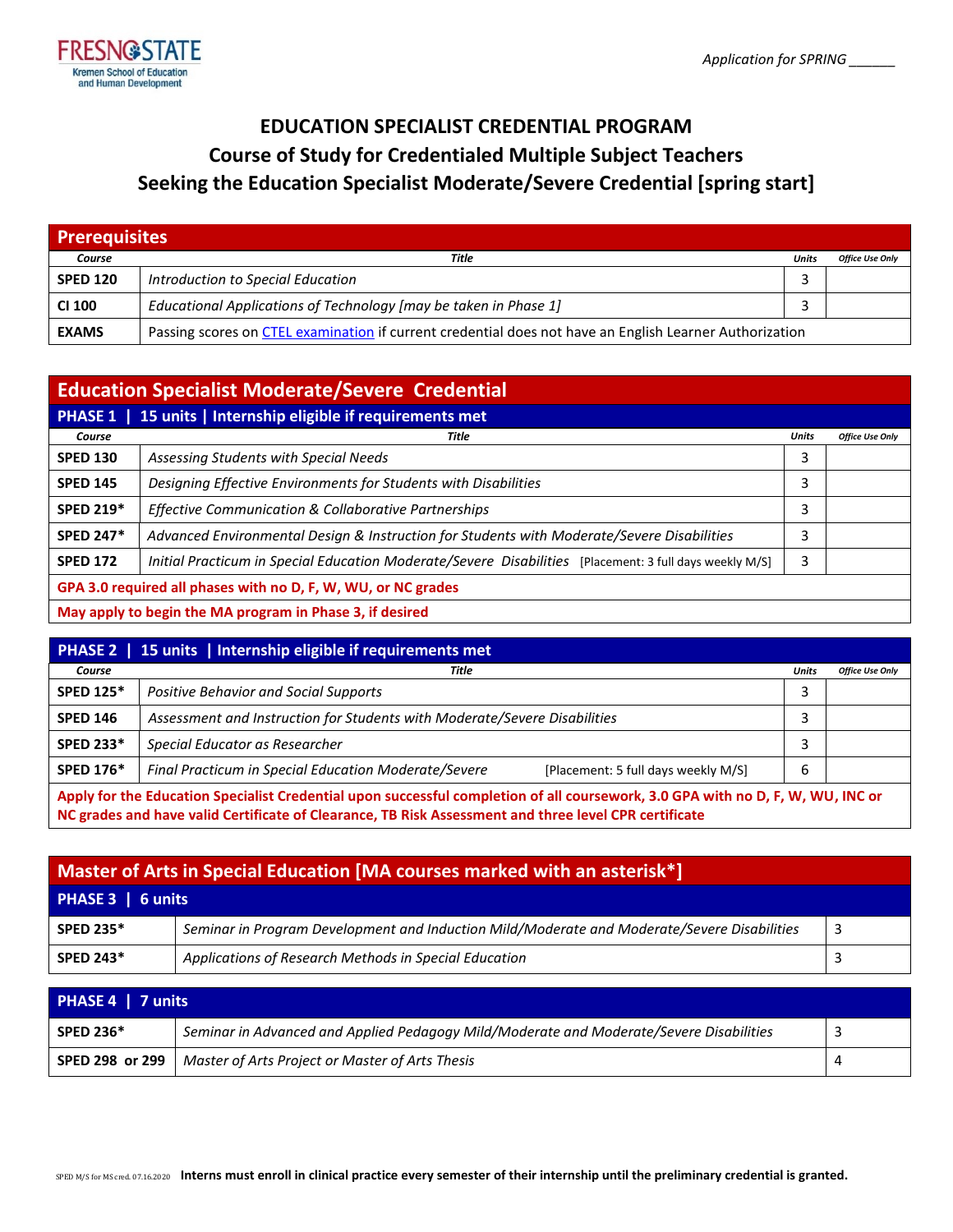FRESNO STATE
Kremen School of Education and Human Development

*Application for SPRING ______*

# EDUCATION SPECIALIST CREDENTIAL PROGRAM
## Course of Study for Credentialed Multiple Subject Teachers Seeking the Education Specialist Moderate/Severe Credential [spring start]

## Prerequisites

| Course | Title | Units | Office Use Only |
|---|---|---|---|
| **SPED 120** | *Introduction to Special Education* | 3 | |
| **CI 100** | *Educational Applications of Technology [may be taken in Phase 1]* | 3 | |
| **EXAMS** | Passing scores on CTEL examination if current credential does not have an English Learner Authorization | | |

## Education Specialist Moderate/Severe Credential

### PHASE 1 | 15 units | Internship eligible if requirements met

| Course | Title | Units | Office Use Only |
|---|---|---|---|
| **SPED 130** | *Assessing Students with Special Needs* | 3 | |
| **SPED 145** | *Designing Effective Environments for Students with Disabilities* | 3 | |
| **SPED 219*** | *Effective Communication & Collaborative Partnerships* | 3 | |
| **SPED 247*** | *Advanced Environmental Design & Instruction for Students with Moderate/Severe Disabilities* | 3 | |
| **SPED 172** | *Initial Practicum in Special Education Moderate/Severe Disabilities* [Placement: 3 full days weekly M/S] | 3 | |

**GPA 3.0 required all phases with no D, F, W, WU, or NC grades**

**May apply to begin the MA program in Phase 3, if desired**

### PHASE 2 | 15 units | Internship eligible if requirements met

| Course | Title | Units | Office Use Only |
|---|---|---|---|
| **SPED 125*** | *Positive Behavior and Social Supports* | 3 | |
| **SPED 146** | *Assessment and Instruction for Students with Moderate/Severe Disabilities* | 3 | |
| **SPED 233*** | *Special Educator as Researcher* | 3 | |
| **SPED 176*** | *Final Practicum in Special Education Moderate/Severe* [Placement: 5 full days weekly M/S] | 6 | |

**Apply for the Education Specialist Credential upon successful completion of all coursework, 3.0 GPA with no D, F, W, WU, INC or NC grades and have valid Certificate of Clearance, TB Risk Assessment and three level CPR certificate**

## Master of Arts in Special Education [MA courses marked with an asterisk*]

### PHASE 3 | 6 units

| Course | Title | Units |
|---|---|---|
| **SPED 235*** | *Seminar in Program Development and Induction Mild/Moderate and Moderate/Severe Disabilities* | 3 |
| **SPED 243*** | *Applications of Research Methods in Special Education* | 3 |

### PHASE 4 | 7 units

| Course | Title | Units |
|---|---|---|
| **SPED 236*** | *Seminar in Advanced and Applied Pedagogy Mild/Moderate and Moderate/Severe Disabilities* | 3 |
| **SPED 298 or 299** | *Master of Arts Project or Master of Arts Thesis* | 4 |

SPED M/S for MS cred. 07.16.2020 **Interns must enroll in clinical practice every semester of their internship until the preliminary credential is granted.**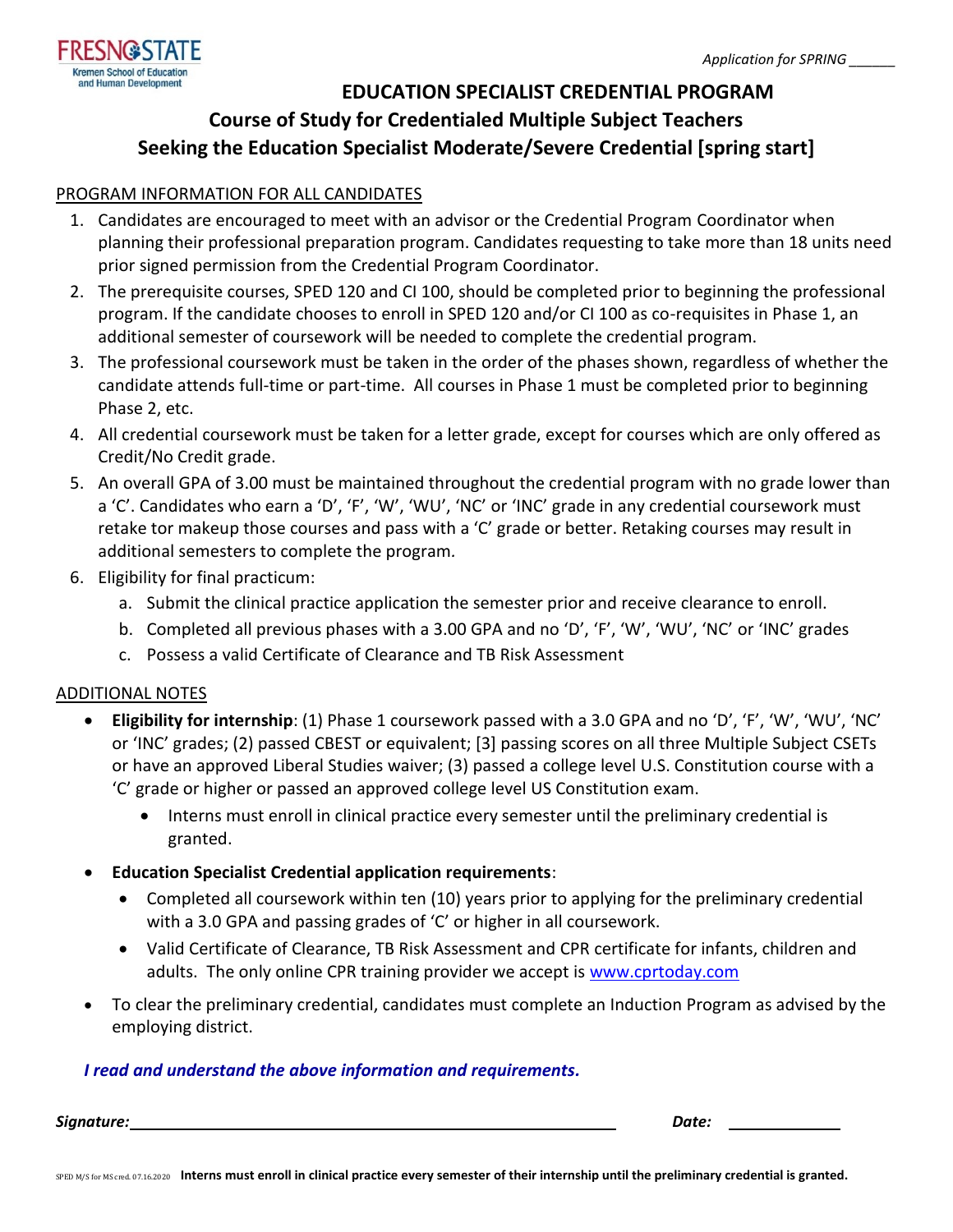Application for SPRING ______

# EDUCATION SPECIALIST CREDENTIAL PROGRAM

## Course of Study for Credentialed Multiple Subject Teachers

## Seeking the Education Specialist Moderate/Severe Credential [spring start]

PROGRAM INFORMATION FOR ALL CANDIDATES

1. Candidates are encouraged to meet with an advisor or the Credential Program Coordinator when planning their professional preparation program. Candidates requesting to take more than 18 units need prior signed permission from the Credential Program Coordinator.
2. The prerequisite courses, SPED 120 and CI 100, should be completed prior to beginning the professional program. If the candidate chooses to enroll in SPED 120 and/or CI 100 as co-requisites in Phase 1, an additional semester of coursework will be needed to complete the credential program.
3. The professional coursework must be taken in the order of the phases shown, regardless of whether the candidate attends full-time or part-time. All courses in Phase 1 must be completed prior to beginning Phase 2, etc.
4. All credential coursework must be taken for a letter grade, except for courses which are only offered as Credit/No Credit grade.
5. An overall GPA of 3.00 must be maintained throughout the credential program with no grade lower than a 'C'. Candidates who earn a 'D', 'F', 'W', 'WU', 'NC' or 'INC' grade in any credential coursework must retake tor makeup those courses and pass with a 'C' grade or better. Retaking courses may result in additional semesters to complete the program.
6. Eligibility for final practicum:
   a. Submit the clinical practice application the semester prior and receive clearance to enroll.
   b. Completed all previous phases with a 3.00 GPA and no 'D', 'F', 'W', 'WU', 'NC' or 'INC' grades
   c. Possess a valid Certificate of Clearance and TB Risk Assessment

ADDITIONAL NOTES

- **Eligibility for internship**: (1) Phase 1 coursework passed with a 3.0 GPA and no 'D', 'F', 'W', 'WU', 'NC' or 'INC' grades; (2) passed CBEST or equivalent; [3] passing scores on all three Multiple Subject CSETs or have an approved Liberal Studies waiver; (3) passed a college level U.S. Constitution course with a 'C' grade or higher or passed an approved college level US Constitution exam.
  - Interns must enroll in clinical practice every semester until the preliminary credential is granted.
- **Education Specialist Credential application requirements**:
  - Completed all coursework within ten (10) years prior to applying for the preliminary credential with a 3.0 GPA and passing grades of 'C' or higher in all coursework.
  - Valid Certificate of Clearance, TB Risk Assessment and CPR certificate for infants, children and adults. The only online CPR training provider we accept is www.cprtoday.com
- To clear the preliminary credential, candidates must complete an Induction Program as advised by the employing district.

***I read and understand the above information and requirements.***

***Signature:*** ______________________________ ***Date:*** ____________

SPED M/S for MS cred. 07.16.2020 **Interns must enroll in clinical practice every semester of their internship until the preliminary credential is granted.**